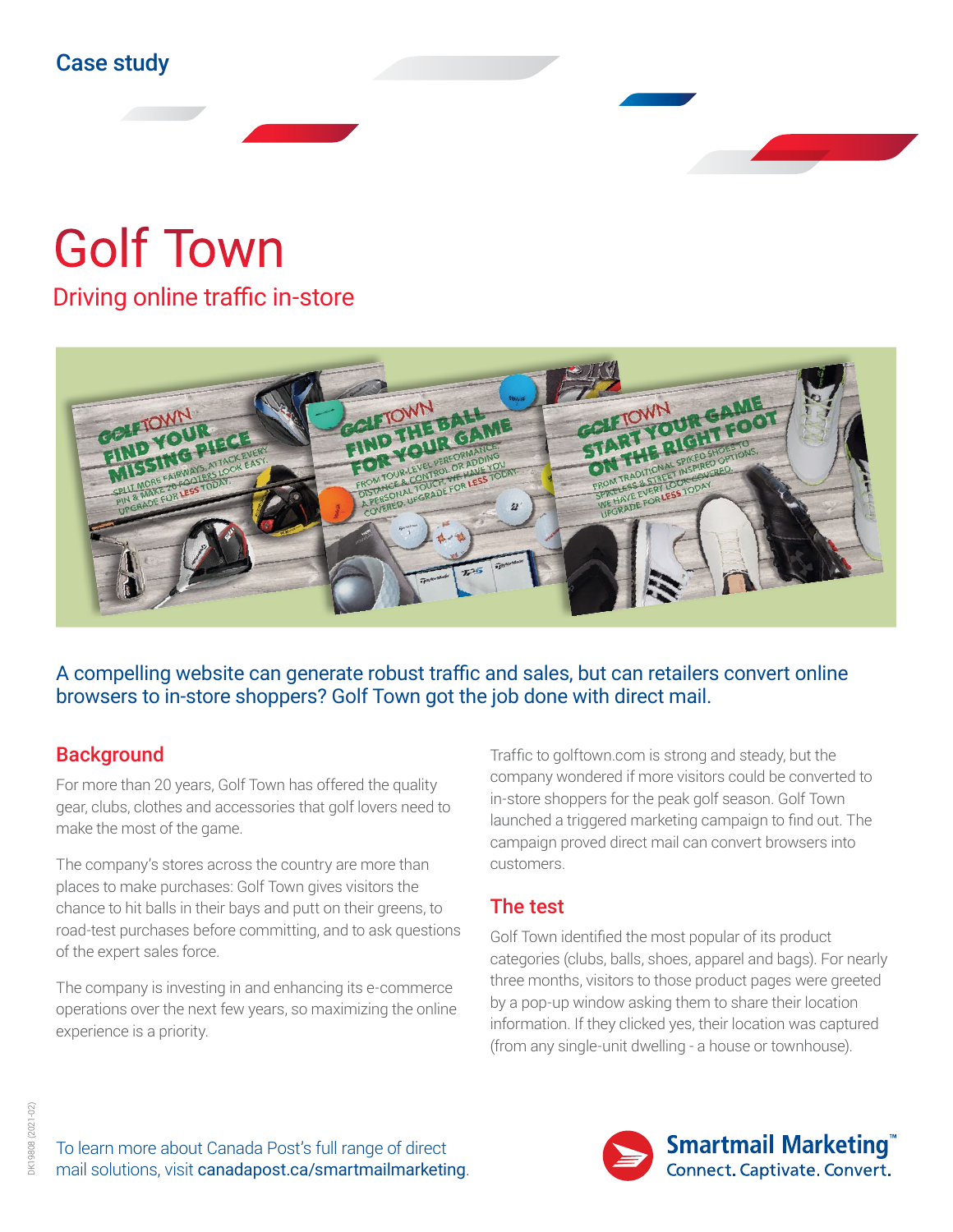Case study

# Golf Town

## Driving online traffic in-store

A compelling website can generate robust traffic and sales, but can retailers convert online browsers to in-store shoppers? Golf Town got the job done with direct mail.

### Background

For more than 20 years, Golf Town has offered the quality gear, clubs, clothes and accessories that golf lovers need to make the most of the game.

The company's stores across the country are more than places to make purchases: Golf Town gives visitors the chance to hit balls in their bays and putt on their greens, to road-test purchases before committing, and to ask questions of the expert sales force.

The company is investing in and enhancing its e-commerce operations over the next few years, so maximizing the online experience is a priority.

Traffic to golftown.com is strong and steady, but the company wondered if more visitors could be converted to in-store shoppers for the peak golf season. Golf Town launched a triggered marketing campaign to find out. The campaign proved direct mail can convert browsers into customers.

### The test

Golf Town identified the most popular of its product categories (clubs, balls, shoes, apparel and bags). For nearly three months, visitors to those product pages were greeted by a pop-up window asking them to share their location information. If they clicked yes, their location was captured (from any single-unit dwelling - a house or townhouse).

To learn more about Canada Post's full range of direct mail solutions, visit canadapost.ca/smartmailmarketing.

Smartmail Marketing™
Connect. Captivate. Convert.

DK19808 (2021-02)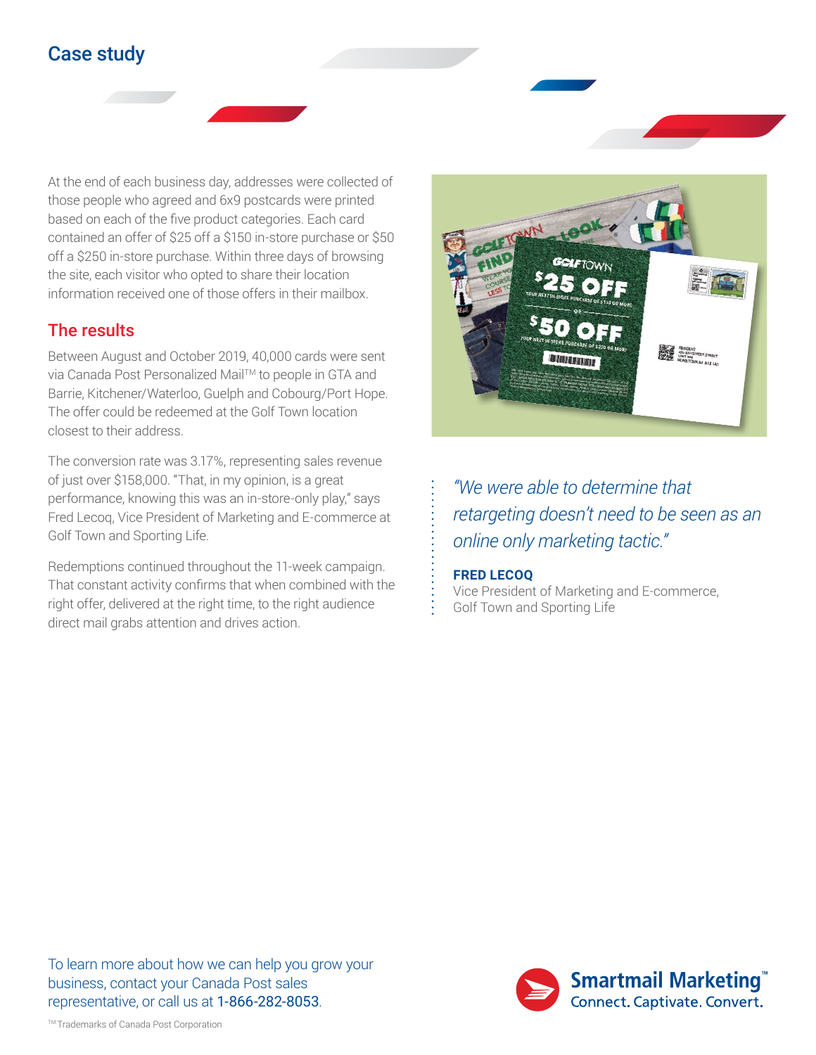## Case study

At the end of each business day, addresses were collected of those people who agreed and 6x9 postcards were printed based on each of the five product categories. Each card contained an offer of $25 off a $150 in-store purchase or $50 off a $250 in-store purchase. Within three days of browsing the site, each visitor who opted to share their location information received one of those offers in their mailbox.

## The results

Between August and October 2019, 40,000 cards were sent via Canada Post Personalized Mail™ to people in GTA and Barrie, Kitchener/Waterloo, Guelph and Cobourg/Port Hope. The offer could be redeemed at the Golf Town location closest to their address.

The conversion rate was 3.17%, representing sales revenue of just over $158,000. "That, in my opinion, is a great performance, knowing this was an in-store-only play," says Fred Lecoq, Vice President of Marketing and E-commerce at Golf Town and Sporting Life.

Redemptions continued throughout the 11-week campaign. That constant activity confirms that when combined with the right offer, delivered at the right time, to the right audience direct mail grabs attention and drives action.

*"We were able to determine that retargeting doesn't need to be seen as an online only marketing tactic."*

**FRED LECOQ**
Vice President of Marketing and E-commerce, Golf Town and Sporting Life

To learn more about how we can help you grow your business, contact your Canada Post sales representative, or call us at 1-866-282-8053.

Smartmail Marketing™
Connect. Captivate. Convert.

™ Trademarks of Canada Post Corporation